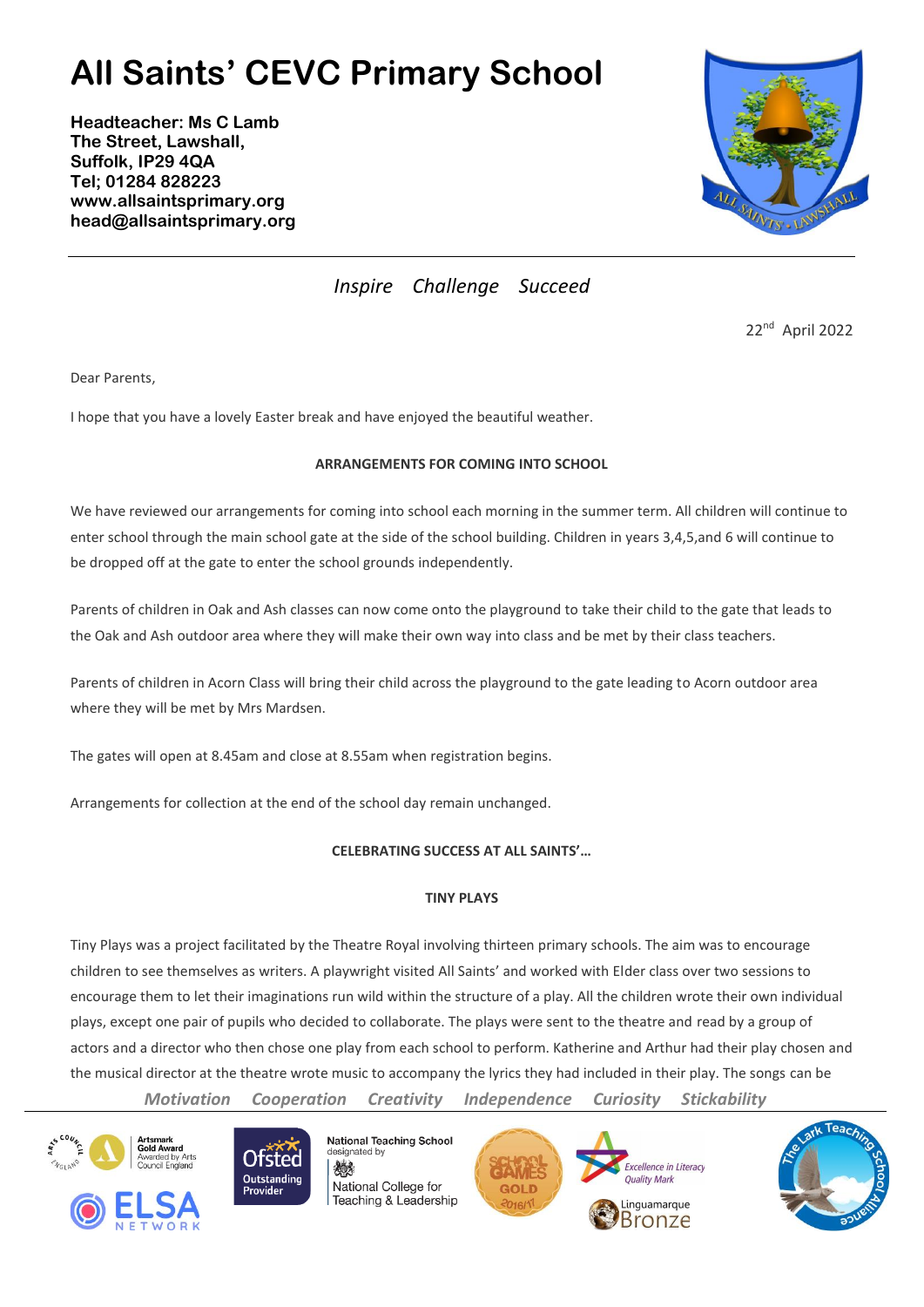# All Saints' CEVC Primary School

**Headteacher: Ms C Lamb**
**The Street, Lawshall,**
**Suffolk, IP29 4QA**
**Tel; 01284 828223**
**www.allsaintsprimary.org**
**head@allsaintsprimary.org**

*Inspire Challenge Succeed*

22nd April 2022

Dear Parents,

I hope that you have a lovely Easter break and have enjoyed the beautiful weather.

**ARRANGEMENTS FOR COMING INTO SCHOOL**

We have reviewed our arrangements for coming into school each morning in the summer term. All children will continue to enter school through the main school gate at the side of the school building. Children in years 3,4,5,and 6 will continue to be dropped off at the gate to enter the school grounds independently.

Parents of children in Oak and Ash classes can now come onto the playground to take their child to the gate that leads to the Oak and Ash outdoor area where they will make their own way into class and be met by their class teachers.

Parents of children in Acorn Class will bring their child across the playground to the gate leading to Acorn outdoor area where they will be met by Mrs Mardsen.

The gates will open at 8.45am and close at 8.55am when registration begins.

Arrangements for collection at the end of the school day remain unchanged.

**CELEBRATING SUCCESS AT ALL SAINTS'…**

**TINY PLAYS**

Tiny Plays was a project facilitated by the Theatre Royal involving thirteen primary schools. The aim was to encourage children to see themselves as writers. A playwright visited All Saints' and worked with Elder class over two sessions to encourage them to let their imaginations run wild within the structure of a play. All the children wrote their own individual plays, except one pair of pupils who decided to collaborate. The plays were sent to the theatre and read by a group of actors and a director who then chose one play from each school to perform. Katherine and Arthur had their play chosen and the musical director at the theatre wrote music to accompany the lyrics they had included in their play. The songs can be

*Motivation Cooperation Creativity Independence Curiosity Stickability*

Artsmark Gold Award Awarded by Arts Council England

ELSA NETWORK

Ofsted Outstanding Provider

National Teaching School designated by National College for Teaching & Leadership

School Games Gold 2016/17

Excellence in Literacy Quality Mark

Linguamarque Bronze

The Lark Teaching School Alliance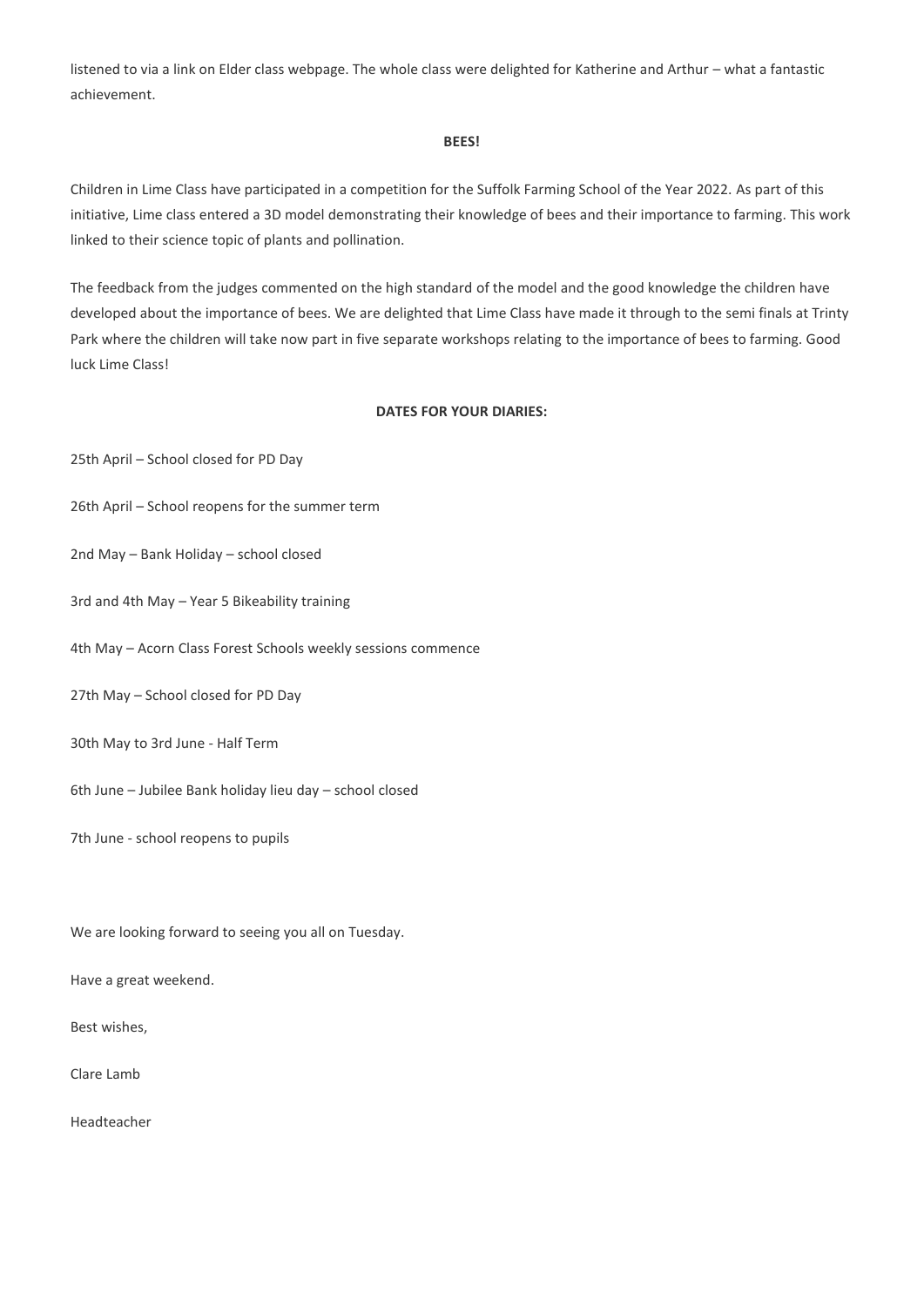listened to via a link on Elder class webpage. The whole class were delighted for Katherine and Arthur – what a fantastic achievement.

**BEES!**

Children in Lime Class have participated in a competition for the Suffolk Farming School of the Year 2022. As part of this initiative, Lime class entered a 3D model demonstrating their knowledge of bees and their importance to farming. This work linked to their science topic of plants and pollination.

The feedback from the judges commented on the high standard of the model and the good knowledge the children have developed about the importance of bees. We are delighted that Lime Class have made it through to the semi finals at Trinty Park where the children will take now part in five separate workshops relating to the importance of bees to farming. Good luck Lime Class!

**DATES FOR YOUR DIARIES:**

25th April – School closed for PD Day

26th April – School reopens for the summer term

2nd May – Bank Holiday – school closed

3rd and 4th May – Year 5 Bikeability training

4th May – Acorn Class Forest Schools weekly sessions commence

27th May – School closed for PD Day

30th May to 3rd June - Half Term

6th June – Jubilee Bank holiday lieu day – school closed

7th June - school reopens to pupils

We are looking forward to seeing you all on Tuesday.

Have a great weekend.

Best wishes,

Clare Lamb

Headteacher